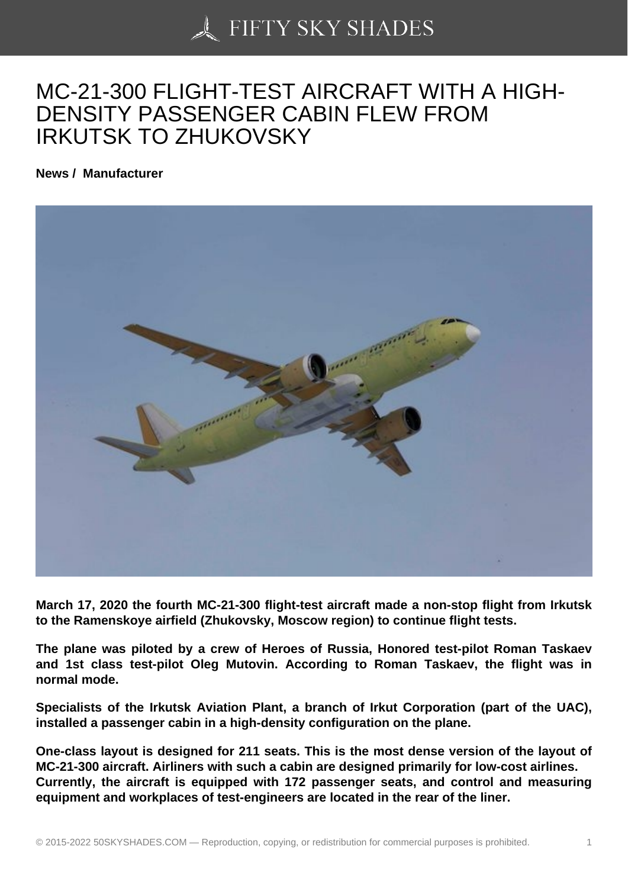# MC-21-300 FLIGHT-TEST AIRCRAFT WITH A HIGH-DENSITY PASSENGER CABIN FLEW FROM IRKUTSK TO ZHUKOVSKY

**News / Manufacturer**

**March 17, 2020 the fourth MC-21-300 flight-test aircraft made a non-stop flight from Irkutsk to the Ramenskoye airfield (Zhukovsky, Moscow region) to continue flight tests.**

**The plane was piloted by a crew of Heroes of Russia, Honored test-pilot Roman Taskaev and 1st class test-pilot Oleg Mutovin. According to Roman Taskaev, the flight was in normal mode.**

**Specialists of the Irkutsk Aviation Plant, a branch of Irkut Corporation (part of the UAC), installed a passenger cabin in a high-density configuration on the plane.**

**One-class layout is designed for 211 seats. This is the most dense version of the layout of MC-21-300 aircraft. Airliners with such a cabin are designed primarily for low-cost airlines. Currently, the aircraft is equipped with 172 passenger seats, and control and measuring equipment and workplaces of test-engineers are located in the rear of the liner.**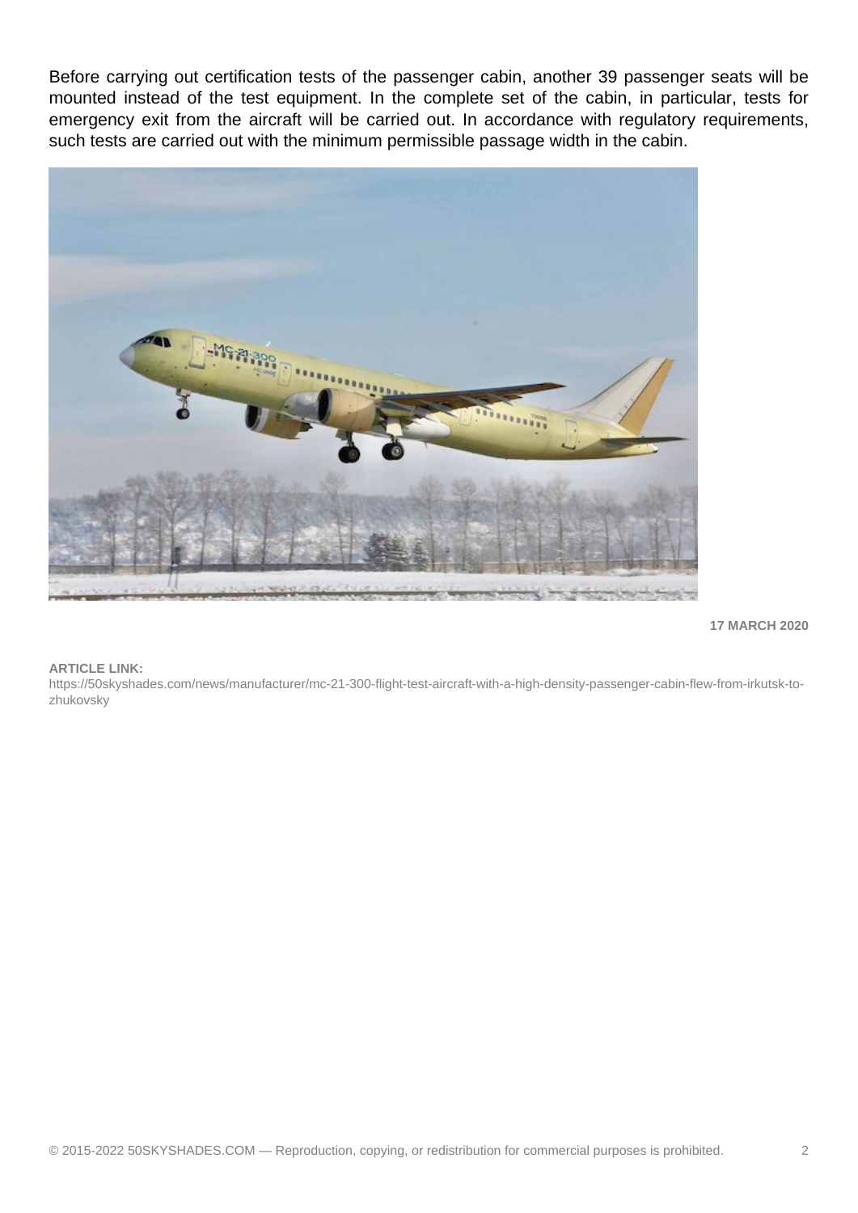Before carrying out certification tests of the passenger cabin, another 39 passenger seats will be mounted instead of the test equipment. In the complete set of the cabin, in particular, tests for emergency exit from the aircraft will be carried out. In accordance with regulatory requirements, such tests are carried out with the minimum permissible passage width in the cabin.

**17 MARCH 2020**

**ARTICLE LINK:**
https://50skyshades.com/news/manufacturer/mc-21-300-flight-test-aircraft-with-a-high-density-passenger-cabin-flew-from-irkutsk-to-zhukovsky

© 2015-2022 50SKYSHADES.COM — Reproduction, copying, or redistribution for commercial purposes is prohibited.